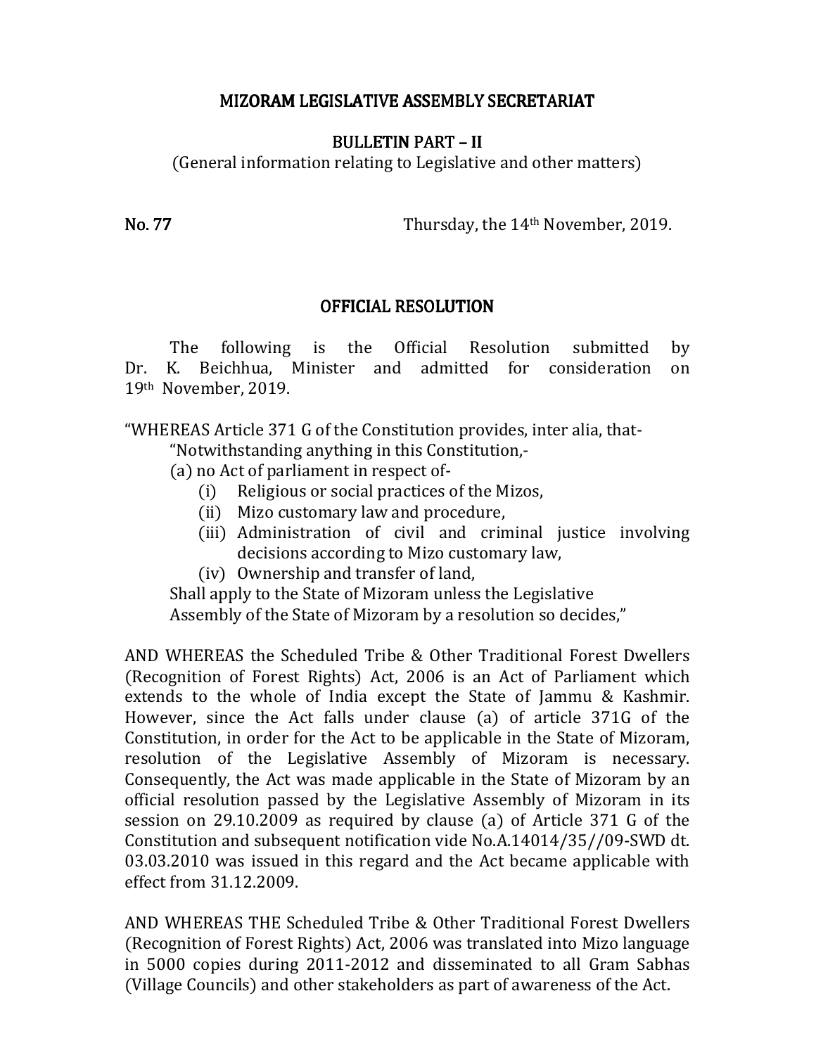# MIZORAM LEGISLATIVE ASSEMBLY SECRETARIAT

## BULLETIN PART – II

(General information relating to Legislative and other matters)

**No. 77** Thursday, the 14th November, 2019.

## OFFICIAL RESOLUTION

The following is the Official Resolution submitted by Dr. K. Beichhua, Minister and admitted for consideration on 19th November, 2019.

"WHEREAS Article 371 G of the Constitution provides, inter alia, that-

"Notwithstanding anything in this Constitution,-

(a) no Act of parliament in respect of-

- (i) Religious or social practices of the Mizos,
- (ii) Mizo customary law and procedure,
- (iii) Administration of civil and criminal justice involving decisions according to Mizo customary law,
- (iv) Ownership and transfer of land,

Shall apply to the State of Mizoram unless the Legislative Assembly of the State of Mizoram by a resolution so decides,"

AND WHEREAS the Scheduled Tribe & Other Traditional Forest Dwellers (Recognition of Forest Rights) Act, 2006 is an Act of Parliament which extends to the whole of India except the State of Jammu & Kashmir. However, since the Act falls under clause (a) of article 371G of the Constitution, in order for the Act to be applicable in the State of Mizoram, resolution of the Legislative Assembly of Mizoram is necessary. Consequently, the Act was made applicable in the State of Mizoram by an official resolution passed by the Legislative Assembly of Mizoram in its session on 29.10.2009 as required by clause (a) of Article 371 G of the Constitution and subsequent notification vide No.A.14014/35//09-SWD dt. 03.03.2010 was issued in this regard and the Act became applicable with effect from 31.12.2009.

AND WHEREAS THE Scheduled Tribe & Other Traditional Forest Dwellers (Recognition of Forest Rights) Act, 2006 was translated into Mizo language in 5000 copies during 2011-2012 and disseminated to all Gram Sabhas (Village Councils) and other stakeholders as part of awareness of the Act.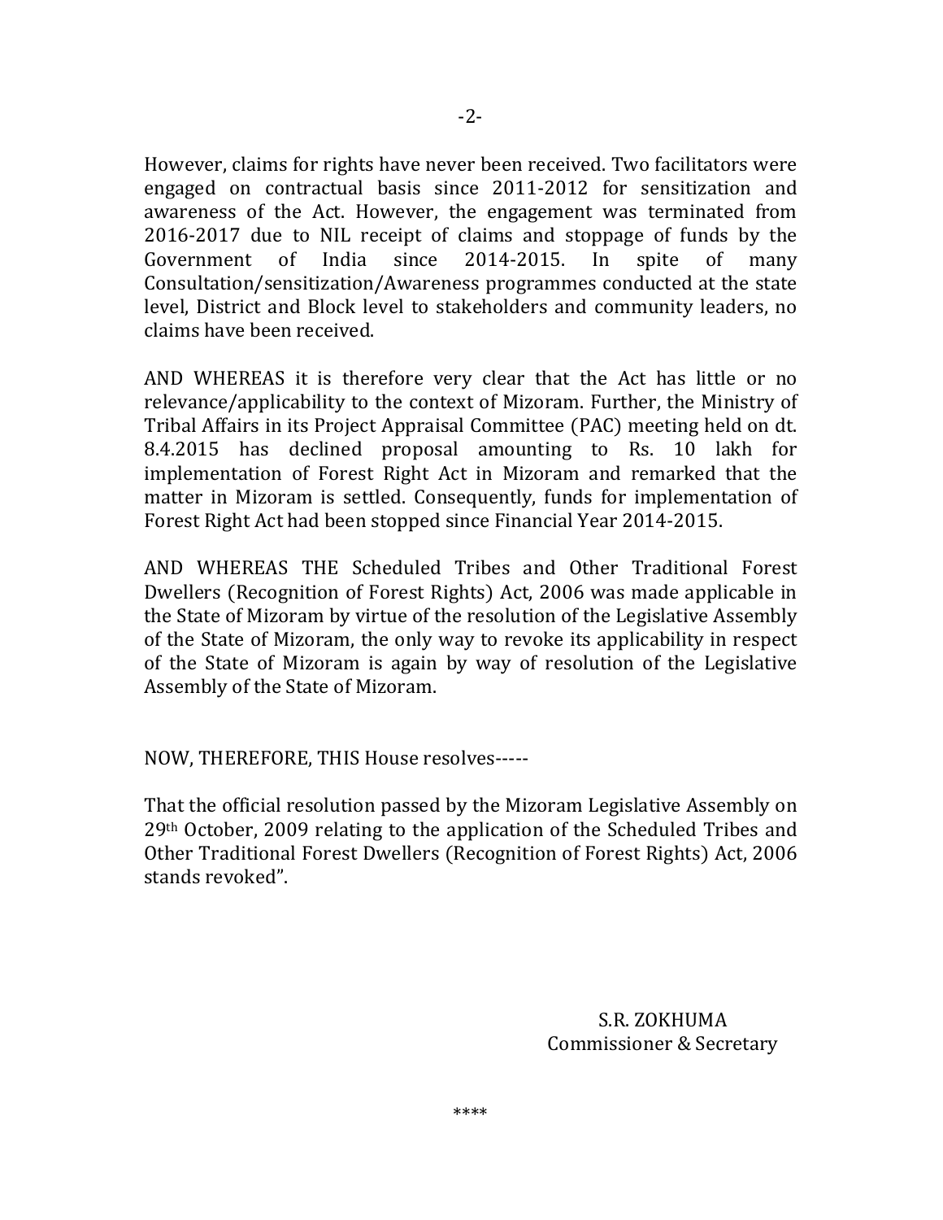However, claims for rights have never been received. Two facilitators were engaged on contractual basis since 2011-2012 for sensitization and awareness of the Act. However, the engagement was terminated from 2016-2017 due to NIL receipt of claims and stoppage of funds by the Government of India since 2014-2015. In spite of many Consultation/sensitization/Awareness programmes conducted at the state level, District and Block level to stakeholders and community leaders, no claims have been received.

AND WHEREAS it is therefore very clear that the Act has little or no relevance/applicability to the context of Mizoram. Further, the Ministry of Tribal Affairs in its Project Appraisal Committee (PAC) meeting held on dt. 8.4.2015 has declined proposal amounting to Rs. 10 lakh for implementation of Forest Right Act in Mizoram and remarked that the matter in Mizoram is settled. Consequently, funds for implementation of Forest Right Act had been stopped since Financial Year 2014-2015.

AND WHEREAS THE Scheduled Tribes and Other Traditional Forest Dwellers (Recognition of Forest Rights) Act, 2006 was made applicable in the State of Mizoram by virtue of the resolution of the Legislative Assembly of the State of Mizoram, the only way to revoke its applicability in respect of the State of Mizoram is again by way of resolution of the Legislative Assembly of the State of Mizoram.

NOW, THEREFORE, THIS House resolves-----

That the official resolution passed by the Mizoram Legislative Assembly on 29th October, 2009 relating to the application of the Scheduled Tribes and Other Traditional Forest Dwellers (Recognition of Forest Rights) Act, 2006 stands revoked".

S.R. ZOKHUMA
Commissioner & Secretary

****